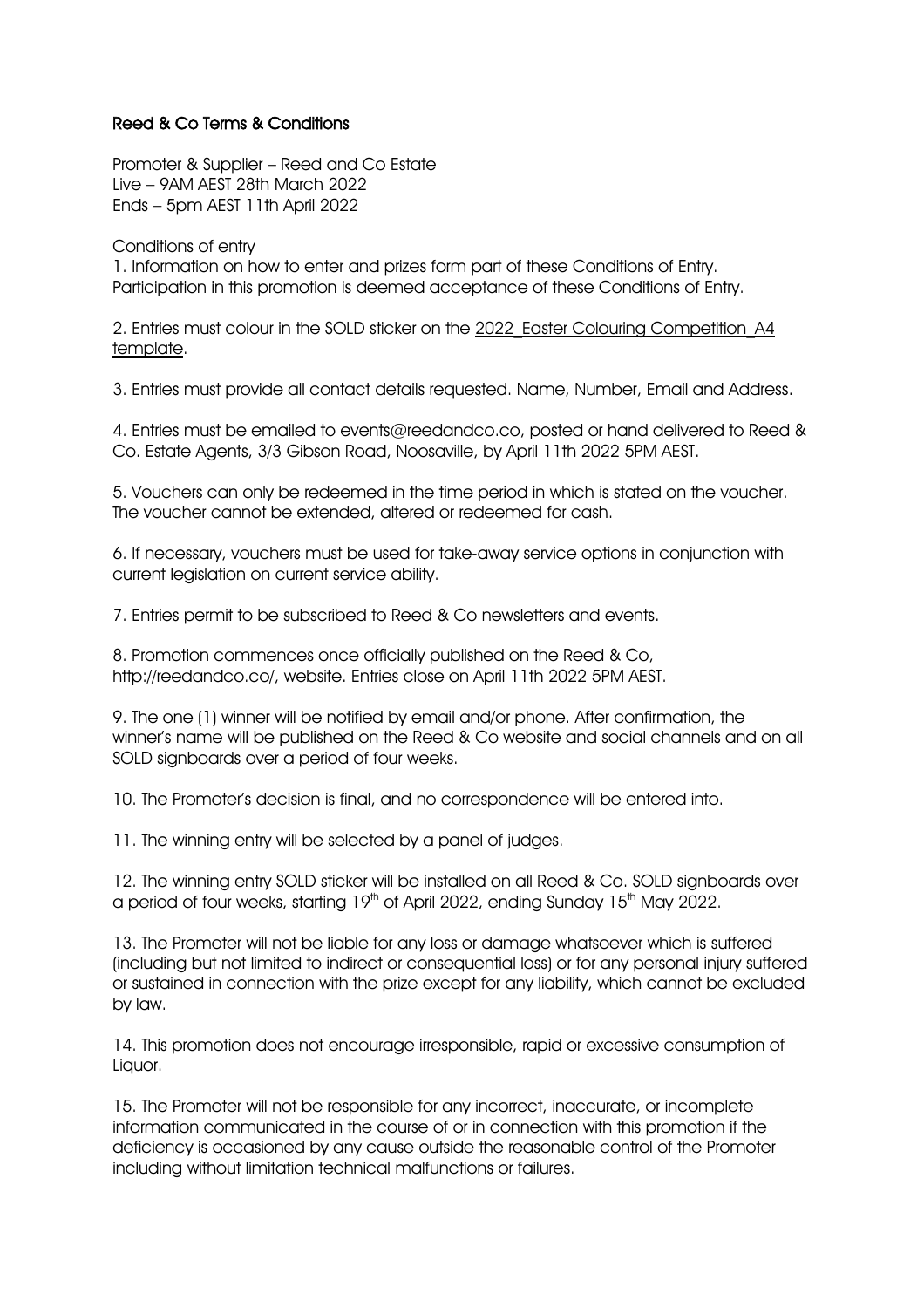# Reed & Co Terms & Conditions

Promoter & Supplier – Reed and Co Estate
Live – 9AM AEST 28th March 2022
Ends – 5pm AEST 11th April 2022

Conditions of entry

1. Information on how to enter and prizes form part of these Conditions of Entry. Participation in this promotion is deemed acceptance of these Conditions of Entry.

2. Entries must colour in the SOLD sticker on the 2022_Easter Colouring Competition_A4 template.

3. Entries must provide all contact details requested. Name, Number, Email and Address.

4. Entries must be emailed to events@reedandco.co, posted or hand delivered to Reed & Co. Estate Agents, 3/3 Gibson Road, Noosaville, by April 11th 2022 5PM AEST.

5. Vouchers can only be redeemed in the time period in which is stated on the voucher. The voucher cannot be extended, altered or redeemed for cash.

6. If necessary, vouchers must be used for take-away service options in conjunction with current legislation on current service ability.

7. Entries permit to be subscribed to Reed & Co newsletters and events.

8. Promotion commences once officially published on the Reed & Co, http://reedandco.co/, website. Entries close on April 11th 2022 5PM AEST.

9. The one (1) winner will be notified by email and/or phone. After confirmation, the winner's name will be published on the Reed & Co website and social channels and on all SOLD signboards over a period of four weeks.

10. The Promoter's decision is final, and no correspondence will be entered into.

11. The winning entry will be selected by a panel of judges.

12. The winning entry SOLD sticker will be installed on all Reed & Co. SOLD signboards over a period of four weeks, starting 19th of April 2022, ending Sunday 15th May 2022.

13. The Promoter will not be liable for any loss or damage whatsoever which is suffered (including but not limited to indirect or consequential loss) or for any personal injury suffered or sustained in connection with the prize except for any liability, which cannot be excluded by law.

14. This promotion does not encourage irresponsible, rapid or excessive consumption of Liquor.

15. The Promoter will not be responsible for any incorrect, inaccurate, or incomplete information communicated in the course of or in connection with this promotion if the deficiency is occasioned by any cause outside the reasonable control of the Promoter including without limitation technical malfunctions or failures.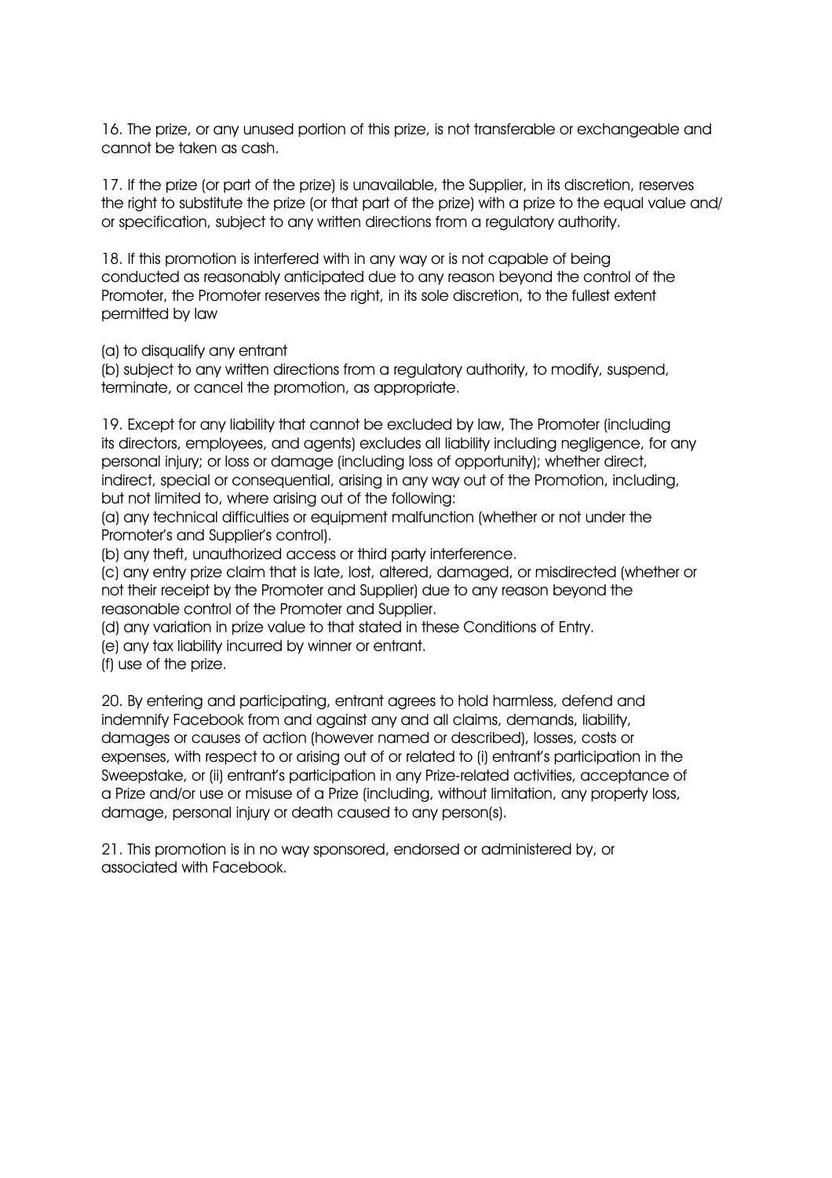16. The prize, or any unused portion of this prize, is not transferable or exchangeable and cannot be taken as cash.

17. If the prize (or part of the prize) is unavailable, the Supplier, in its discretion, reserves the right to substitute the prize (or that part of the prize) with a prize to the equal value and/ or specification, subject to any written directions from a regulatory authority.

18. If this promotion is interfered with in any way or is not capable of being conducted as reasonably anticipated due to any reason beyond the control of the Promoter, the Promoter reserves the right, in its sole discretion, to the fullest extent permitted by law

(a) to disqualify any entrant
(b) subject to any written directions from a regulatory authority, to modify, suspend, terminate, or cancel the promotion, as appropriate.

19. Except for any liability that cannot be excluded by law, The Promoter (including its directors, employees, and agents) excludes all liability including negligence, for any personal injury; or loss or damage (including loss of opportunity); whether direct, indirect, special or consequential, arising in any way out of the Promotion, including, but not limited to, where arising out of the following:
(a) any technical difficulties or equipment malfunction (whether or not under the Promoter's and Supplier's control).
(b) any theft, unauthorized access or third party interference.
(c) any entry prize claim that is late, lost, altered, damaged, or misdirected (whether or not their receipt by the Promoter and Supplier) due to any reason beyond the reasonable control of the Promoter and Supplier.
(d) any variation in prize value to that stated in these Conditions of Entry.
(e) any tax liability incurred by winner or entrant.
(f) use of the prize.

20. By entering and participating, entrant agrees to hold harmless, defend and indemnify Facebook from and against any and all claims, demands, liability, damages or causes of action (however named or described), losses, costs or expenses, with respect to or arising out of or related to (i) entrant's participation in the Sweepstake, or (ii) entrant's participation in any Prize-related activities, acceptance of a Prize and/or use or misuse of a Prize (including, without limitation, any property loss, damage, personal injury or death caused to any person(s).

21. This promotion is in no way sponsored, endorsed or administered by, or associated with Facebook.